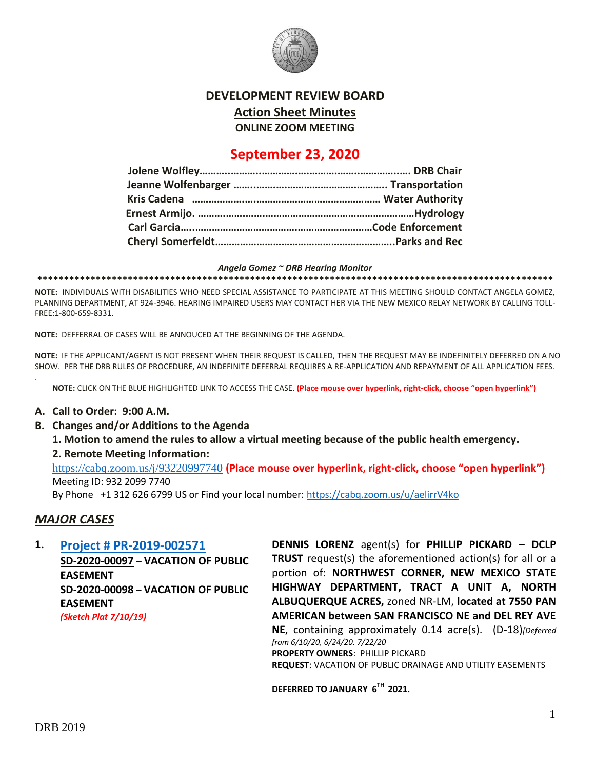# DEVELOPMENT REVIEW BOARD

## Action Sheet Minutes

**ONLINE ZOOM MEETING**

## September 23, 2020

**Jolene Wolfley……………………………………………………………… DRB Chair**
**Jeanne Wolfenbarger ……………………………………………. Transportation**
**Kris Cadena …………………………………………………………… Water Authority**
**Ernest Armijo. ………………………………………………………………Hydrology**
**Carl Garcia……………………………………………………………Code Enforcement**
**Cheryl Somerfeldt………………………………………………………..Parks and Rec**

*Angela Gomez ~ DRB Hearing Monitor*

**NOTE:** INDIVIDUALS WITH DISABILITIES WHO NEED SPECIAL ASSISTANCE TO PARTICIPATE AT THIS MEETING SHOULD CONTACT ANGELA GOMEZ, PLANNING DEPARTMENT, AT 924-3946. HEARING IMPAIRED USERS MAY CONTACT HER VIA THE NEW MEXICO RELAY NETWORK BY CALLING TOLL-FREE:1-800-659-8331.

**NOTE:** DEFFERRAL OF CASES WILL BE ANNOUCED AT THE BEGINNING OF THE AGENDA.

**NOTE:** IF THE APPLICANT/AGENT IS NOT PRESENT WHEN THEIR REQUEST IS CALLED, THEN THE REQUEST MAY BE INDEFINITELY DEFERRED ON A NO SHOW. PER THE DRB RULES OF PROCEDURE, AN INDEFINITE DEFERRAL REQUIRES A RE-APPLICATION AND REPAYMENT OF ALL APPLICATION FEES.

**NOTE:** CLICK ON THE BLUE HIGHLIGHTED LINK TO ACCESS THE CASE. **(Place mouse over hyperlink, right-click, choose "open hyperlink")**

**A. Call to Order: 9:00 A.M.**

**B. Changes and/or Additions to the Agenda**

**1. Motion to amend the rules to allow a virtual meeting because of the public health emergency.**

**2. Remote Meeting Information:**

https://cabq.zoom.us/j/93220997740 **(Place mouse over hyperlink, right-click, choose "open hyperlink")**
Meeting ID: 932 2099 7740
By Phone +1 312 626 6799 US or Find your local number: https://cabq.zoom.us/u/aelirrV4ko

## *MAJOR CASES*

**1. Project # PR-2019-002571**
**SD-2020-00097 – VACATION OF PUBLIC EASEMENT**
**SD-2020-00098 – VACATION OF PUBLIC EASEMENT**
***(Sketch Plat 7/10/19)***

**DENNIS LORENZ** agent(s) for **PHILLIP PICKARD – DCLP TRUST** request(s) the aforementioned action(s) for all or a portion of: **NORTHWEST CORNER, NEW MEXICO STATE HIGHWAY DEPARTMENT, TRACT A UNIT A, NORTH ALBUQUERQUE ACRES,** zoned NR-LM, **located at 7550 PAN AMERICAN between SAN FRANCISCO NE and DEL REY AVE NE**, containing approximately 0.14 acre(s). (D-18)*[Deferred from 6/10/20, 6/24/20. 7/22/20*

**PROPERTY OWNERS**: PHILLIP PICKARD
**REQUEST**: VACATION OF PUBLIC DRAINAGE AND UTILITY EASEMENTS

**DEFERRED TO JANUARY 6TH 2021.**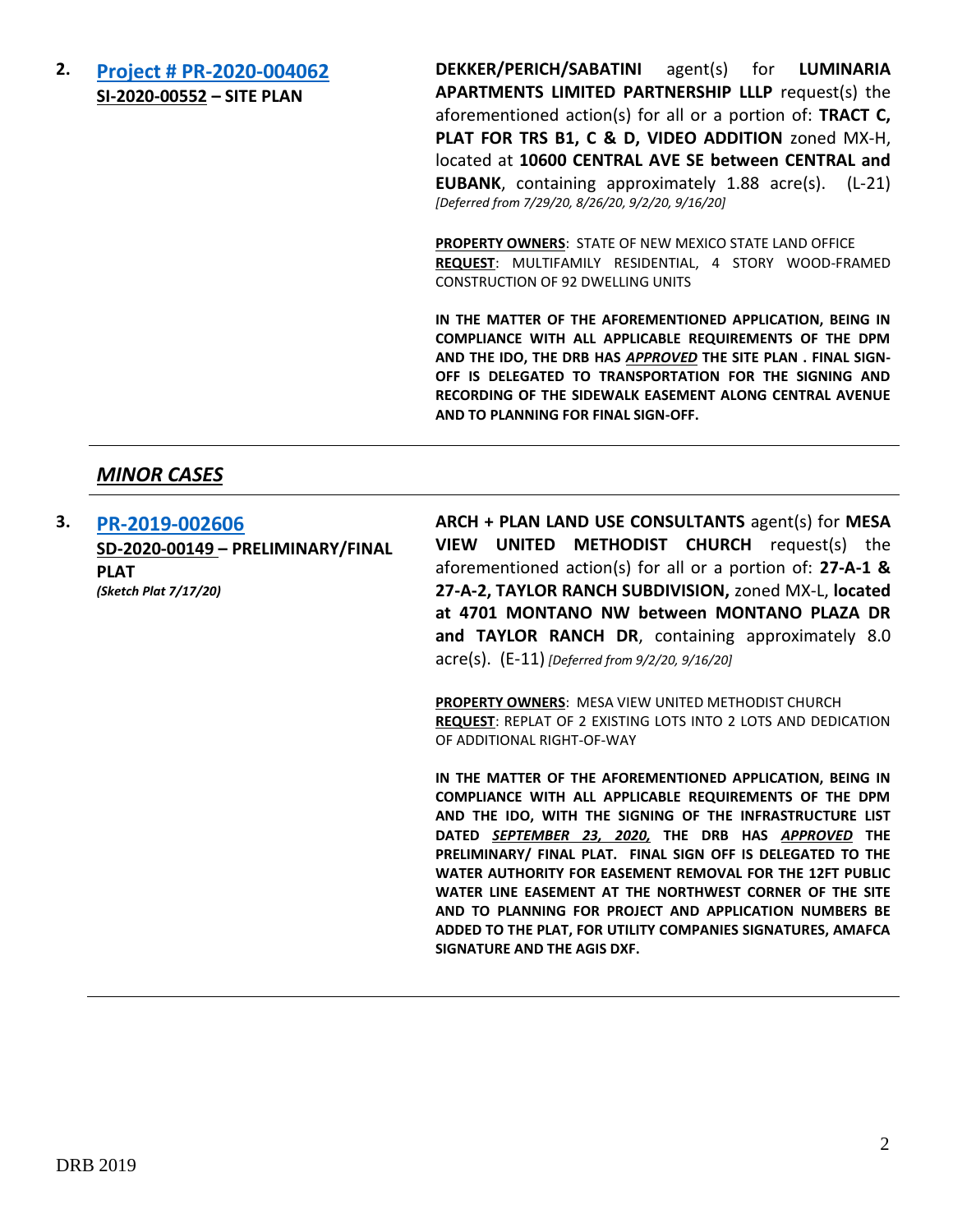**2.** **[Project # PR-2020-004062](#)**
**SI-2020-00552 – SITE PLAN**

**DEKKER/PERICH/SABATINI** agent(s) for **LUMINARIA APARTMENTS LIMITED PARTNERSHIP LLLP** request(s) the aforementioned action(s) for all or a portion of: **TRACT C, PLAT FOR TRS B1, C & D, VIDEO ADDITION** zoned MX-H, located at **10600 CENTRAL AVE SE between CENTRAL and EUBANK**, containing approximately 1.88 acre(s). (L-21) *[Deferred from 7/29/20, 8/26/20, 9/2/20, 9/16/20]*

**PROPERTY OWNERS**: STATE OF NEW MEXICO STATE LAND OFFICE
**REQUEST**: MULTIFAMILY RESIDENTIAL, 4 STORY WOOD-FRAMED CONSTRUCTION OF 92 DWELLING UNITS

**IN THE MATTER OF THE AFOREMENTIONED APPLICATION, BEING IN COMPLIANCE WITH ALL APPLICABLE REQUIREMENTS OF THE DPM AND THE IDO, THE DRB HAS *APPROVED* THE SITE PLAN . FINAL SIGN-OFF IS DELEGATED TO TRANSPORTATION FOR THE SIGNING AND RECORDING OF THE SIDEWALK EASEMENT ALONG CENTRAL AVENUE AND TO PLANNING FOR FINAL SIGN-OFF.**

---

## *MINOR CASES*

---

**3.** **[PR-2019-002606](#)**
**SD-2020-00149 – PRELIMINARY/FINAL PLAT**
***(Sketch Plat 7/17/20)***

**ARCH + PLAN LAND USE CONSULTANTS** agent(s) for **MESA VIEW UNITED METHODIST CHURCH** request(s) the aforementioned action(s) for all or a portion of: **27-A-1 & 27-A-2, TAYLOR RANCH SUBDIVISION,** zoned MX-L, **located at 4701 MONTANO NW between MONTANO PLAZA DR and TAYLOR RANCH DR**, containing approximately 8.0 acre(s). (E-11) *[Deferred from 9/2/20, 9/16/20]*

**PROPERTY OWNERS**: MESA VIEW UNITED METHODIST CHURCH
**REQUEST**: REPLAT OF 2 EXISTING LOTS INTO 2 LOTS AND DEDICATION OF ADDITIONAL RIGHT-OF-WAY

**IN THE MATTER OF THE AFOREMENTIONED APPLICATION, BEING IN COMPLIANCE WITH ALL APPLICABLE REQUIREMENTS OF THE DPM AND THE IDO, WITH THE SIGNING OF THE INFRASTRUCTURE LIST DATED *SEPTEMBER 23, 2020,* THE DRB HAS *APPROVED* THE PRELIMINARY/ FINAL PLAT. FINAL SIGN OFF IS DELEGATED TO THE WATER AUTHORITY FOR EASEMENT REMOVAL FOR THE 12FT PUBLIC WATER LINE EASEMENT AT THE NORTHWEST CORNER OF THE SITE AND TO PLANNING FOR PROJECT AND APPLICATION NUMBERS BE ADDED TO THE PLAT, FOR UTILITY COMPANIES SIGNATURES, AMAFCA SIGNATURE AND THE AGIS DXF.**

---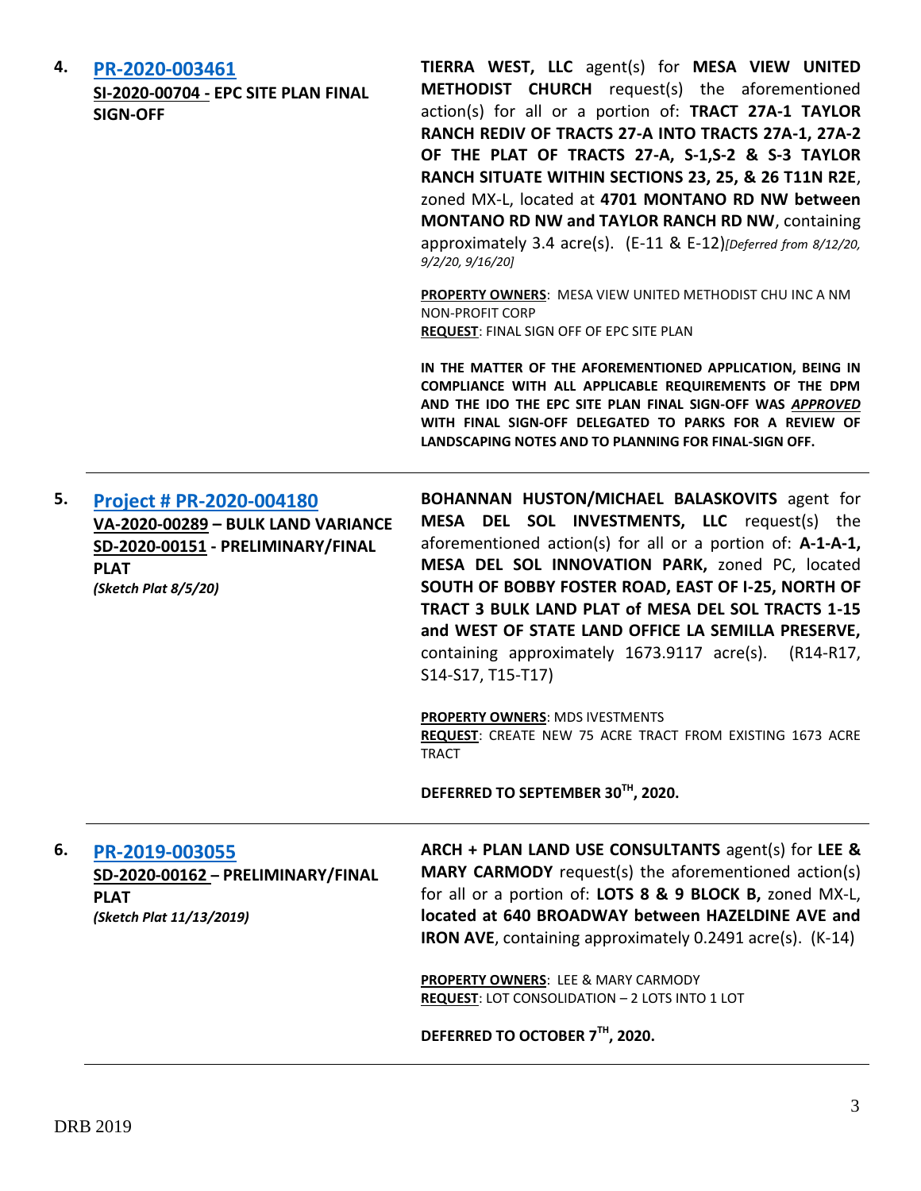**4.** **[PR-2020-003461](#)**

**SI-2020-00704 - EPC SITE PLAN FINAL SIGN-OFF**

**TIERRA WEST, LLC** agent(s) for **MESA VIEW UNITED METHODIST CHURCH** request(s) the aforementioned action(s) for all or a portion of: **TRACT 27A-1 TAYLOR RANCH REDIV OF TRACTS 27-A INTO TRACTS 27A-1, 27A-2 OF THE PLAT OF TRACTS 27-A, S-1,S-2 & S-3 TAYLOR RANCH SITUATE WITHIN SECTIONS 23, 25, & 26 T11N R2E**, zoned MX-L, located at **4701 MONTANO RD NW between MONTANO RD NW and TAYLOR RANCH RD NW**, containing approximately 3.4 acre(s). (E-11 & E-12)*[Deferred from 8/12/20, 9/2/20, 9/16/20]*

**PROPERTY OWNERS**: MESA VIEW UNITED METHODIST CHU INC A NM NON-PROFIT CORP

**REQUEST**: FINAL SIGN OFF OF EPC SITE PLAN

**IN THE MATTER OF THE AFOREMENTIONED APPLICATION, BEING IN COMPLIANCE WITH ALL APPLICABLE REQUIREMENTS OF THE DPM AND THE IDO THE EPC SITE PLAN FINAL SIGN-OFF WAS *APPROVED* WITH FINAL SIGN-OFF DELEGATED TO PARKS FOR A REVIEW OF LANDSCAPING NOTES AND TO PLANNING FOR FINAL-SIGN OFF.**

---

**5.** **[Project # PR-2020-004180](#)**

**VA-2020-00289 – BULK LAND VARIANCE**

**SD-2020-00151 - PRELIMINARY/FINAL PLAT**

***(Sketch Plat 8/5/20)***

**BOHANNAN HUSTON/MICHAEL BALASKOVITS** agent for **MESA DEL SOL INVESTMENTS, LLC** request(s) the aforementioned action(s) for all or a portion of: **A-1-A-1, MESA DEL SOL INNOVATION PARK,** zoned PC, located **SOUTH OF BOBBY FOSTER ROAD, EAST OF I-25, NORTH OF TRACT 3 BULK LAND PLAT of MESA DEL SOL TRACTS 1-15 and WEST OF STATE LAND OFFICE LA SEMILLA PRESERVE,** containing approximately 1673.9117 acre(s). (R14-R17, S14-S17, T15-T17)

**PROPERTY OWNERS**: MDS IVESTMENTS

**REQUEST**: CREATE NEW 75 ACRE TRACT FROM EXISTING 1673 ACRE TRACT

**DEFERRED TO SEPTEMBER 30TH, 2020.**

---

**6.** **[PR-2019-003055](#)**

**SD-2020-00162 – PRELIMINARY/FINAL PLAT**

***(Sketch Plat 11/13/2019)***

**ARCH + PLAN LAND USE CONSULTANTS** agent(s) for **LEE & MARY CARMODY** request(s) the aforementioned action(s) for all or a portion of: **LOTS 8 & 9 BLOCK B,** zoned MX-L, **located at 640 BROADWAY between HAZELDINE AVE and IRON AVE**, containing approximately 0.2491 acre(s). (K-14)

**PROPERTY OWNERS**: LEE & MARY CARMODY

**REQUEST**: LOT CONSOLIDATION – 2 LOTS INTO 1 LOT

**DEFERRED TO OCTOBER 7TH, 2020.**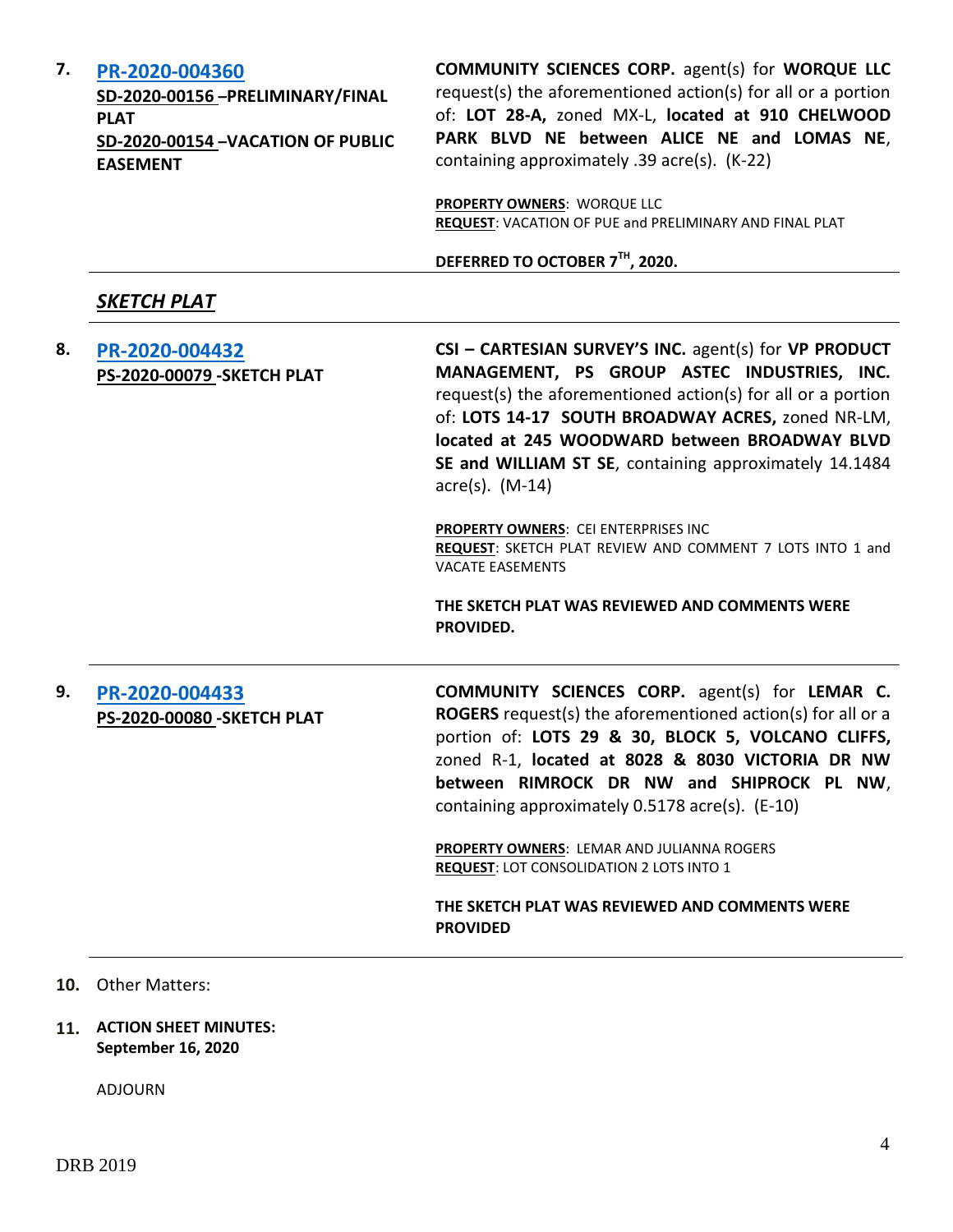| | | |
|---|---|---|
| **7.** | **PR-2020-004360**<br>**SD-2020-00156 –PRELIMINARY/FINAL PLAT**<br>**SD-2020-00154 –VACATION OF PUBLIC EASEMENT** | **COMMUNITY SCIENCES CORP.** agent(s) for **WORQUE LLC** request(s) the aforementioned action(s) for all or a portion of: **LOT 28-A,** zoned MX-L, **located at 910 CHELWOOD PARK BLVD NE between ALICE NE and LOMAS NE**, containing approximately .39 acre(s). (K-22)<br><br>**PROPERTY OWNERS**: WORQUE LLC<br>**REQUEST**: VACATION OF PUE and PRELIMINARY AND FINAL PLAT<br><br>**DEFERRED TO OCTOBER 7TH, 2020.** |

## *SKETCH PLAT*

| | | |
|---|---|---|
| **8.** | **PR-2020-004432**<br>**PS-2020-00079 -SKETCH PLAT** | **CSI – CARTESIAN SURVEY'S INC.** agent(s) for **VP PRODUCT MANAGEMENT, PS GROUP ASTEC INDUSTRIES, INC.** request(s) the aforementioned action(s) for all or a portion of: **LOTS 14-17 SOUTH BROADWAY ACRES,** zoned NR-LM, **located at 245 WOODWARD between BROADWAY BLVD SE and WILLIAM ST SE**, containing approximately 14.1484 acre(s). (M-14)<br><br>**PROPERTY OWNERS**: CEI ENTERPRISES INC<br>**REQUEST**: SKETCH PLAT REVIEW AND COMMENT 7 LOTS INTO 1 and VACATE EASEMENTS<br><br>**THE SKETCH PLAT WAS REVIEWED AND COMMENTS WERE PROVIDED.** |
| **9.** | **PR-2020-004433**<br>**PS-2020-00080 -SKETCH PLAT** | **COMMUNITY SCIENCES CORP.** agent(s) for **LEMAR C. ROGERS** request(s) the aforementioned action(s) for all or a portion of: **LOTS 29 & 30, BLOCK 5, VOLCANO CLIFFS,** zoned R-1, **located at 8028 & 8030 VICTORIA DR NW between RIMROCK DR NW and SHIPROCK PL NW**, containing approximately 0.5178 acre(s). (E-10)<br><br>**PROPERTY OWNERS**: LEMAR AND JULIANNA ROGERS<br>**REQUEST**: LOT CONSOLIDATION 2 LOTS INTO 1<br><br>**THE SKETCH PLAT WAS REVIEWED AND COMMENTS WERE PROVIDED** |

**10.** Other Matters:

**11.** **ACTION SHEET MINUTES: September 16, 2020**

ADJOURN

DRB 2019